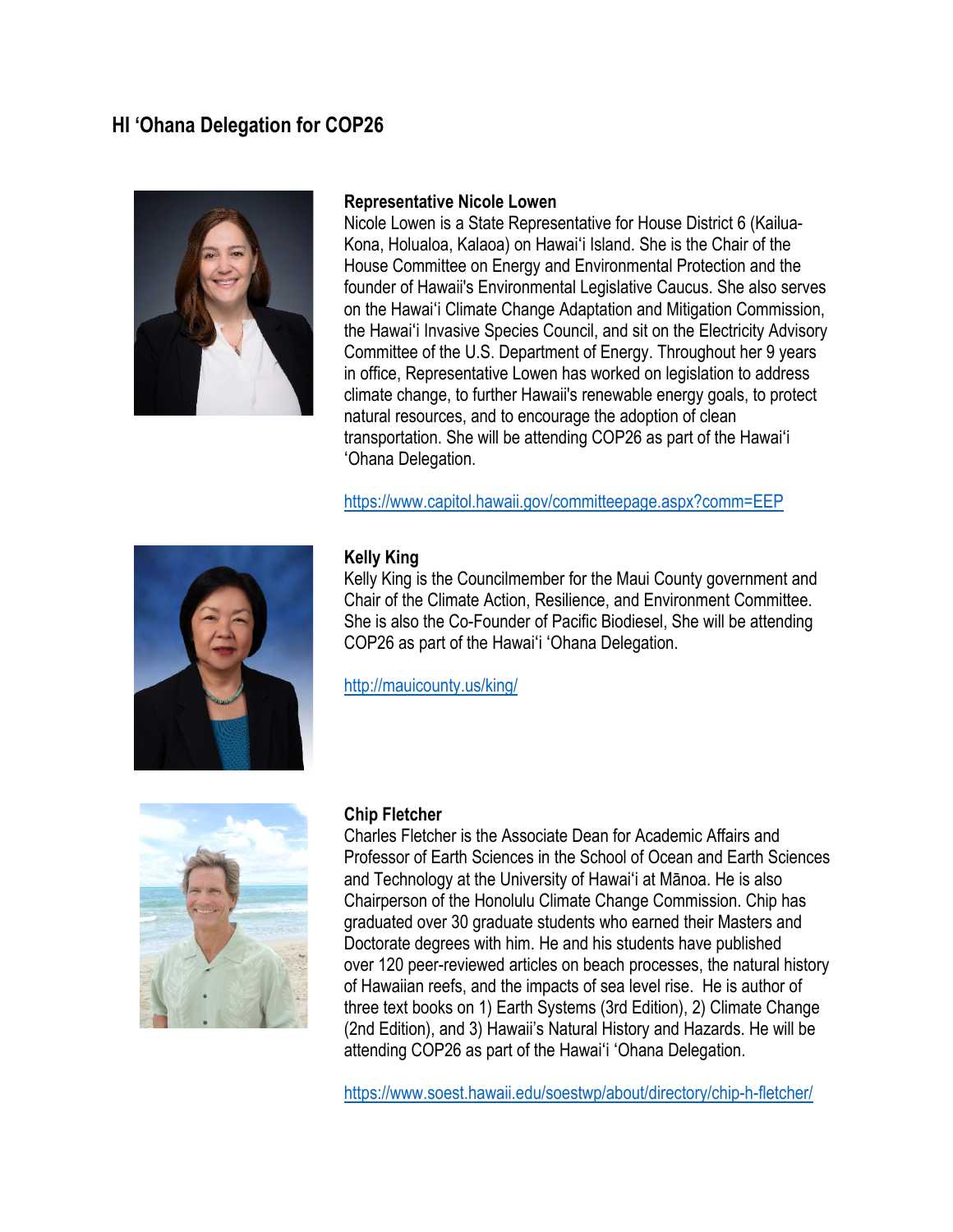## HI ʻOhana Delegation for COP26

**Representative Nicole Lowen**
Nicole Lowen is a State Representative for House District 6 (Kailua-Kona, Holualoa, Kalaoa) on Hawaiʻi Island. She is the Chair of the House Committee on Energy and Environmental Protection and the founder of Hawaii's Environmental Legislative Caucus. She also serves on the Hawaiʻi Climate Change Adaptation and Mitigation Commission, the Hawaiʻi Invasive Species Council, and sit on the Electricity Advisory Committee of the U.S. Department of Energy. Throughout her 9 years in office, Representative Lowen has worked on legislation to address climate change, to further Hawaii's renewable energy goals, to protect natural resources, and to encourage the adoption of clean transportation. She will be attending COP26 as part of the Hawaiʻi ʻOhana Delegation.

https://www.capitol.hawaii.gov/committeepage.aspx?comm=EEP

**Kelly King**
Kelly King is the Councilmember for the Maui County government and Chair of the Climate Action, Resilience, and Environment Committee. She is also the Co-Founder of Pacific Biodiesel, She will be attending COP26 as part of the Hawaiʻi ʻOhana Delegation.

http://mauicounty.us/king/

**Chip Fletcher**
Charles Fletcher is the Associate Dean for Academic Affairs and Professor of Earth Sciences in the School of Ocean and Earth Sciences and Technology at the University of Hawaiʻi at Mānoa. He is also Chairperson of the Honolulu Climate Change Commission. Chip has graduated over 30 graduate students who earned their Masters and Doctorate degrees with him. He and his students have published over 120 peer-reviewed articles on beach processes, the natural history of Hawaiian reefs, and the impacts of sea level rise. He is author of three text books on 1) Earth Systems (3rd Edition), 2) Climate Change (2nd Edition), and 3) Hawaii's Natural History and Hazards. He will be attending COP26 as part of the Hawaiʻi ʻOhana Delegation.

https://www.soest.hawaii.edu/soestwp/about/directory/chip-h-fletcher/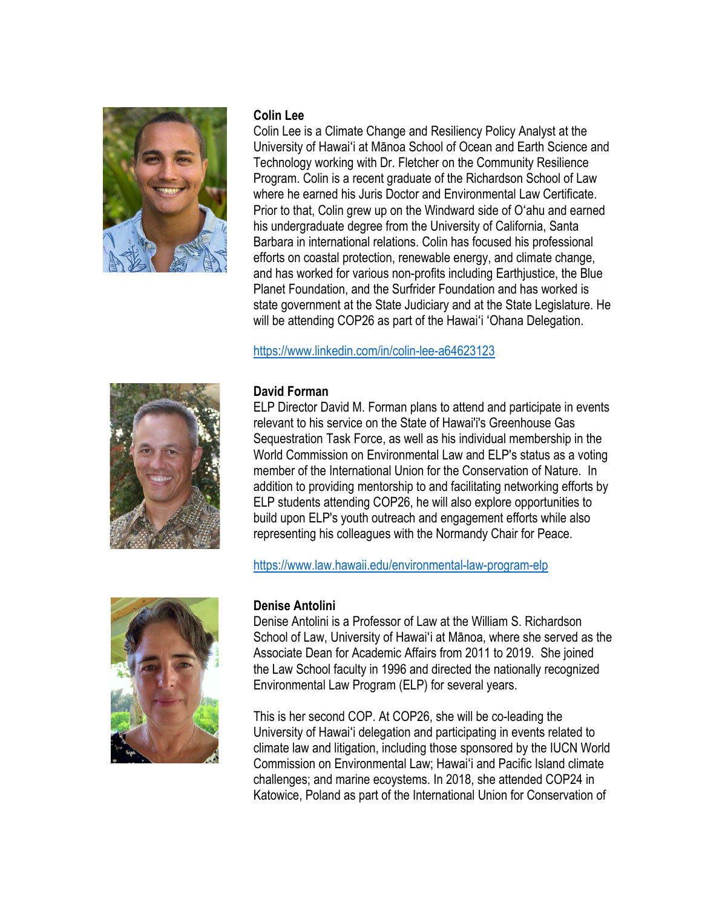**Colin Lee**

Colin Lee is a Climate Change and Resiliency Policy Analyst at the University of Hawaiʻi at Mānoa School of Ocean and Earth Science and Technology working with Dr. Fletcher on the Community Resilience Program. Colin is a recent graduate of the Richardson School of Law where he earned his Juris Doctor and Environmental Law Certificate. Prior to that, Colin grew up on the Windward side of Oʻahu and earned his undergraduate degree from the University of California, Santa Barbara in international relations. Colin has focused his professional efforts on coastal protection, renewable energy, and climate change, and has worked for various non-profits including Earthjustice, the Blue Planet Foundation, and the Surfrider Foundation and has worked is state government at the State Judiciary and at the State Legislature. He will be attending COP26 as part of the Hawaiʻi ʻOhana Delegation.

https://www.linkedin.com/in/colin-lee-a64623123

**David Forman**

ELP Director David M. Forman plans to attend and participate in events relevant to his service on the State of Hawai'i's Greenhouse Gas Sequestration Task Force, as well as his individual membership in the World Commission on Environmental Law and ELP's status as a voting member of the International Union for the Conservation of Nature. In addition to providing mentorship to and facilitating networking efforts by ELP students attending COP26, he will also explore opportunities to build upon ELP's youth outreach and engagement efforts while also representing his colleagues with the Normandy Chair for Peace.

https://www.law.hawaii.edu/environmental-law-program-elp

**Denise Antolini**

Denise Antolini is a Professor of Law at the William S. Richardson School of Law, University of Hawaiʻi at Mānoa, where she served as the Associate Dean for Academic Affairs from 2011 to 2019. She joined the Law School faculty in 1996 and directed the nationally recognized Environmental Law Program (ELP) for several years.

This is her second COP. At COP26, she will be co-leading the University of Hawaiʻi delegation and participating in events related to climate law and litigation, including those sponsored by the IUCN World Commission on Environmental Law; Hawaiʻi and Pacific Island climate challenges; and marine ecoystems. In 2018, she attended COP24 in Katowice, Poland as part of the International Union for Conservation of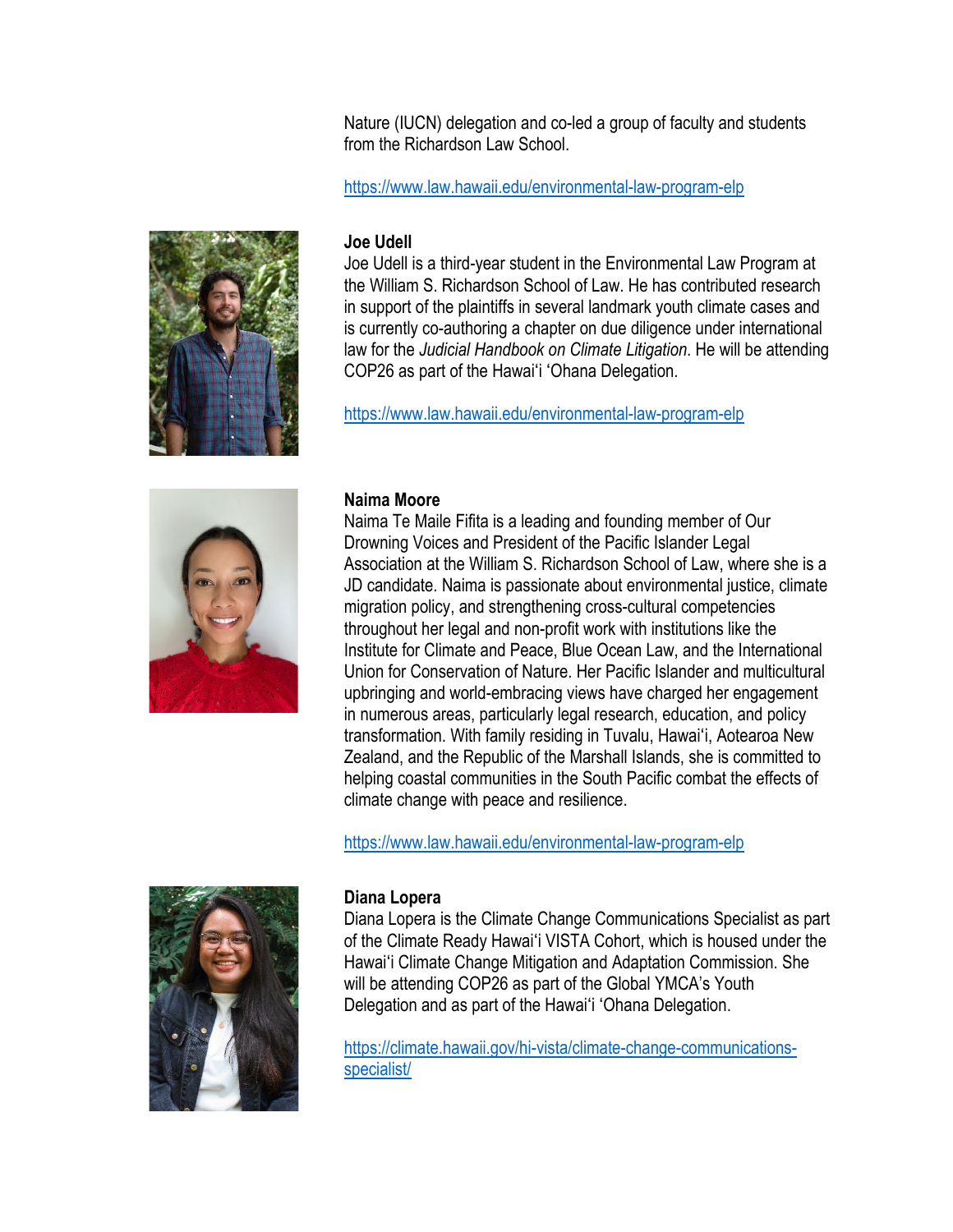Nature (IUCN) delegation and co-led a group of faculty and students from the Richardson Law School.

https://www.law.hawaii.edu/environmental-law-program-elp

**Joe Udell**

Joe Udell is a third-year student in the Environmental Law Program at the William S. Richardson School of Law. He has contributed research in support of the plaintiffs in several landmark youth climate cases and is currently co-authoring a chapter on due diligence under international law for the *Judicial Handbook on Climate Litigation*. He will be attending COP26 as part of the Hawaiʻi ʻOhana Delegation.

https://www.law.hawaii.edu/environmental-law-program-elp

**Naima Moore**

Naima Te Maile Fifita is a leading and founding member of Our Drowning Voices and President of the Pacific Islander Legal Association at the William S. Richardson School of Law, where she is a JD candidate. Naima is passionate about environmental justice, climate migration policy, and strengthening cross-cultural competencies throughout her legal and non-profit work with institutions like the Institute for Climate and Peace, Blue Ocean Law, and the International Union for Conservation of Nature. Her Pacific Islander and multicultural upbringing and world-embracing views have charged her engagement in numerous areas, particularly legal research, education, and policy transformation. With family residing in Tuvalu, Hawaiʻi, Aotearoa New Zealand, and the Republic of the Marshall Islands, she is committed to helping coastal communities in the South Pacific combat the effects of climate change with peace and resilience.

https://www.law.hawaii.edu/environmental-law-program-elp

**Diana Lopera**

Diana Lopera is the Climate Change Communications Specialist as part of the Climate Ready Hawaiʻi VISTA Cohort, which is housed under the Hawaiʻi Climate Change Mitigation and Adaptation Commission. She will be attending COP26 as part of the Global YMCA's Youth Delegation and as part of the Hawaiʻi ʻOhana Delegation.

https://climate.hawaii.gov/hi-vista/climate-change-communications-specialist/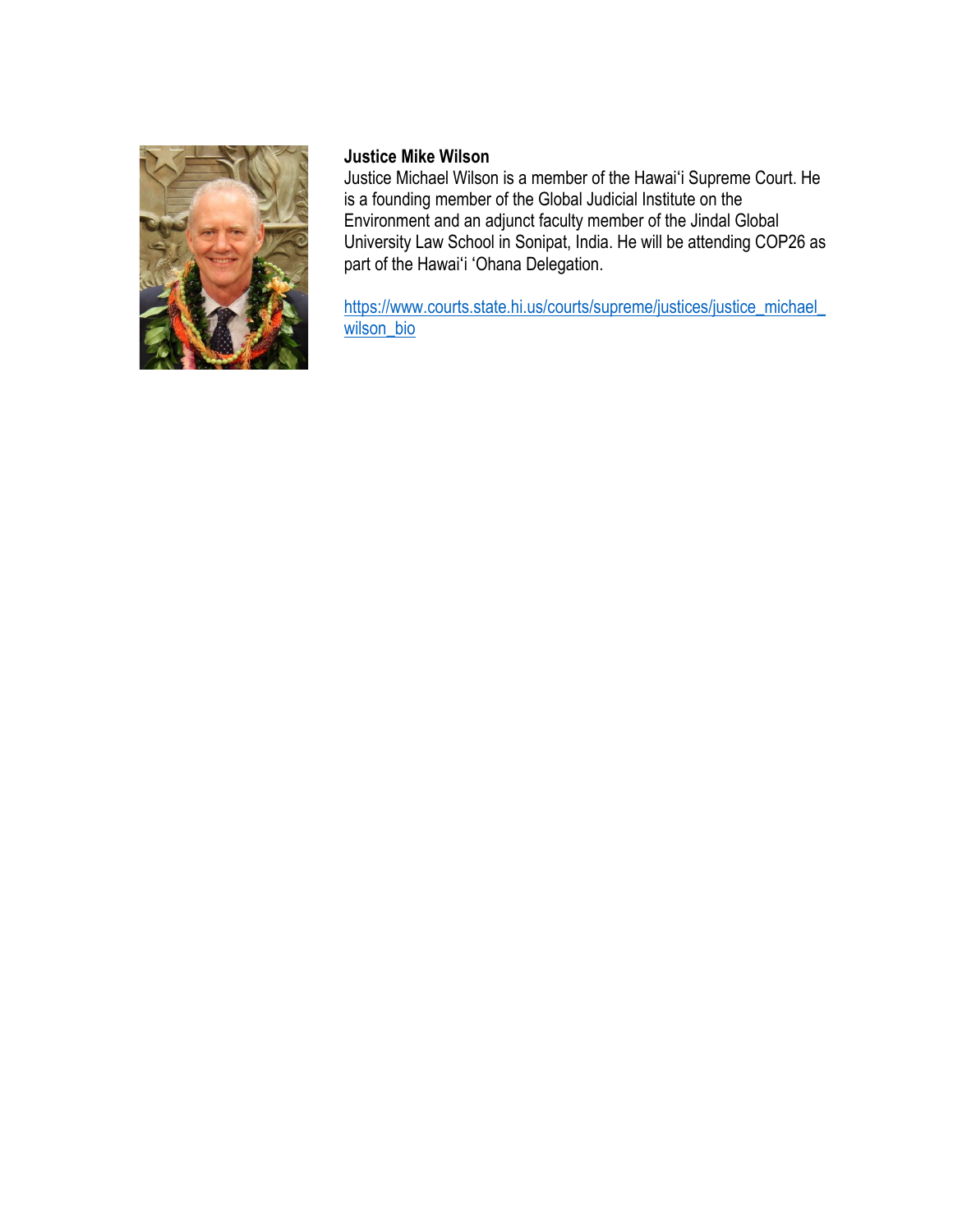**Justice Mike Wilson**

Justice Michael Wilson is a member of the Hawai'i Supreme Court. He is a founding member of the Global Judicial Institute on the Environment and an adjunct faculty member of the Jindal Global University Law School in Sonipat, India. He will be attending COP26 as part of the Hawai'i 'Ohana Delegation.

https://www.courts.state.hi.us/courts/supreme/justices/justice_michael_wilson_bio